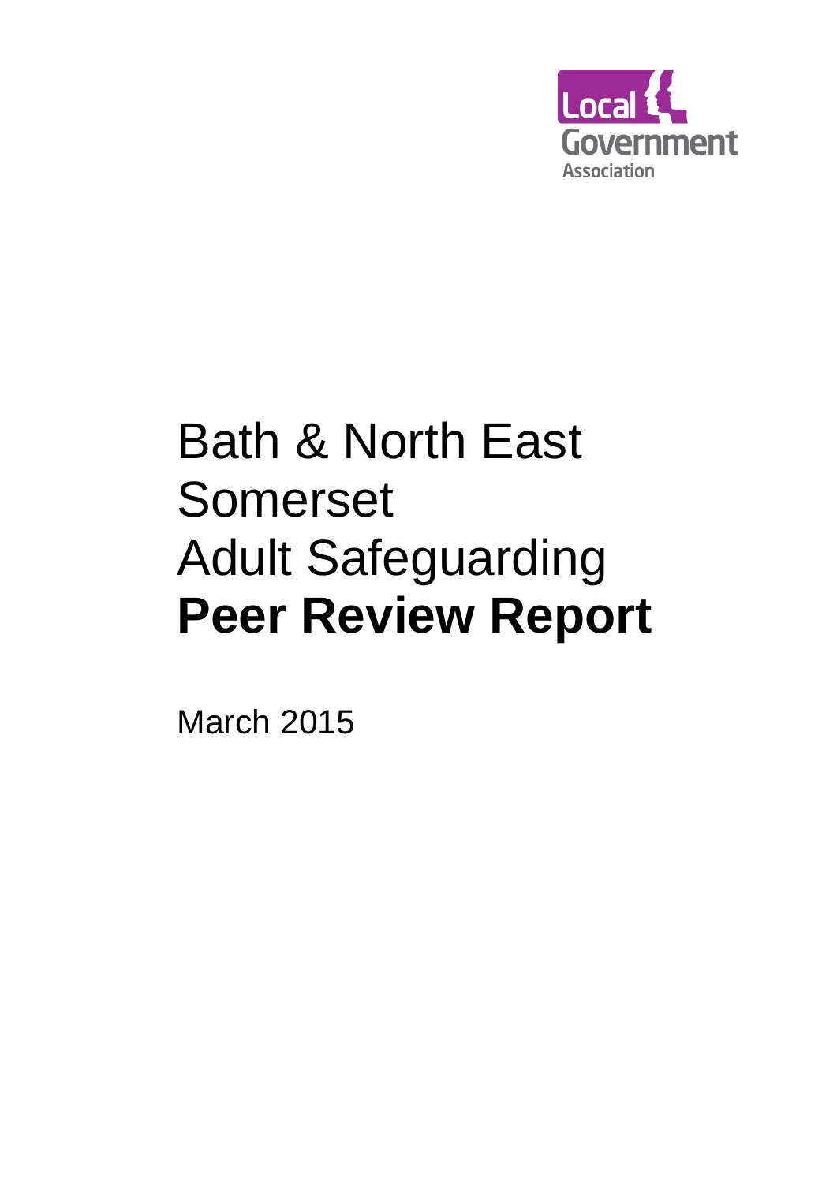Local Government Association

# Bath & North East Somerset Adult Safeguarding **Peer Review Report**

March 2015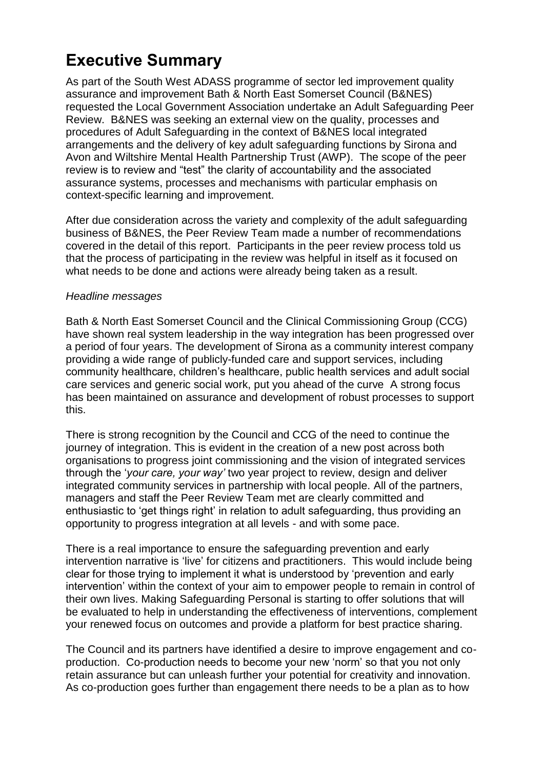# Executive Summary

As part of the South West ADASS programme of sector led improvement quality assurance and improvement Bath & North East Somerset Council (B&NES) requested the Local Government Association undertake an Adult Safeguarding Peer Review. B&NES was seeking an external view on the quality, processes and procedures of Adult Safeguarding in the context of B&NES local integrated arrangements and the delivery of key adult safeguarding functions by Sirona and Avon and Wiltshire Mental Health Partnership Trust (AWP). The scope of the peer review is to review and "test" the clarity of accountability and the associated assurance systems, processes and mechanisms with particular emphasis on context-specific learning and improvement.

After due consideration across the variety and complexity of the adult safeguarding business of B&NES, the Peer Review Team made a number of recommendations covered in the detail of this report. Participants in the peer review process told us that the process of participating in the review was helpful in itself as it focused on what needs to be done and actions were already being taken as a result.

*Headline messages*

Bath & North East Somerset Council and the Clinical Commissioning Group (CCG) have shown real system leadership in the way integration has been progressed over a period of four years. The development of Sirona as a community interest company providing a wide range of publicly-funded care and support services, including community healthcare, children's healthcare, public health services and adult social care services and generic social work, put you ahead of the curve A strong focus has been maintained on assurance and development of robust processes to support this.

There is strong recognition by the Council and CCG of the need to continue the journey of integration. This is evident in the creation of a new post across both organisations to progress joint commissioning and the vision of integrated services through the '*your care, your way'* two year project to review, design and deliver integrated community services in partnership with local people. All of the partners, managers and staff the Peer Review Team met are clearly committed and enthusiastic to 'get things right' in relation to adult safeguarding, thus providing an opportunity to progress integration at all levels - and with some pace.

There is a real importance to ensure the safeguarding prevention and early intervention narrative is 'live' for citizens and practitioners. This would include being clear for those trying to implement it what is understood by 'prevention and early intervention' within the context of your aim to empower people to remain in control of their own lives. Making Safeguarding Personal is starting to offer solutions that will be evaluated to help in understanding the effectiveness of interventions, complement your renewed focus on outcomes and provide a platform for best practice sharing.

The Council and its partners have identified a desire to improve engagement and co-production. Co-production needs to become your new 'norm' so that you not only retain assurance but can unleash further your potential for creativity and innovation. As co-production goes further than engagement there needs to be a plan as to how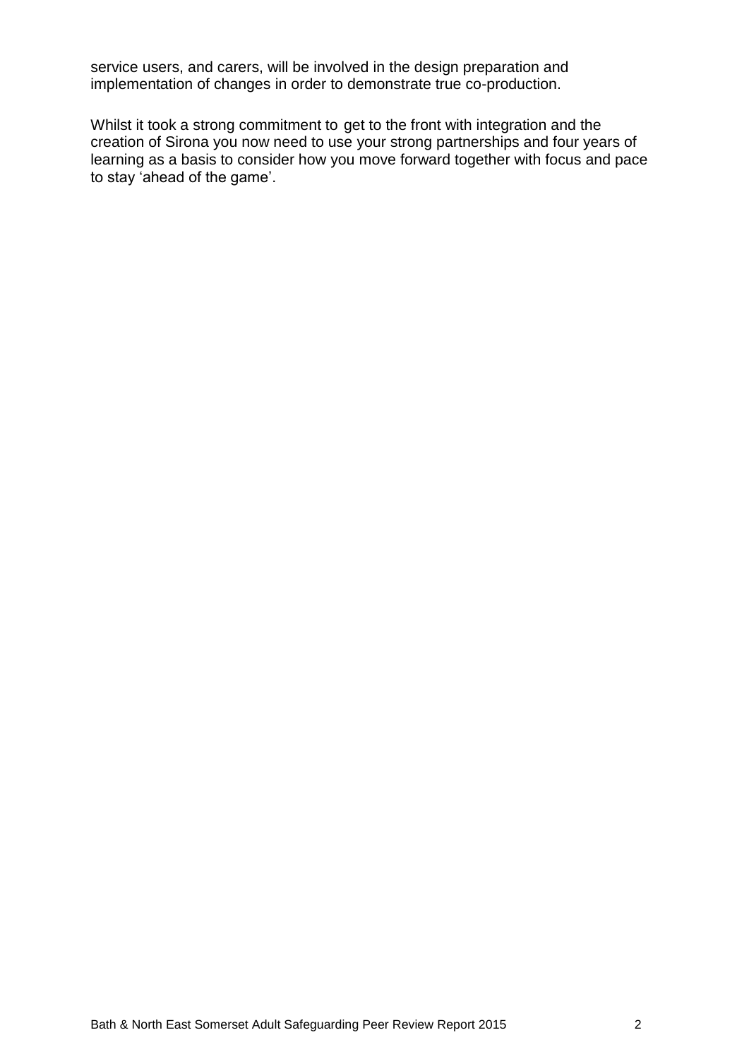service users, and carers, will be involved in the design preparation and implementation of changes in order to demonstrate true co-production.

Whilst it took a strong commitment to get to the front with integration and the creation of Sirona you now need to use your strong partnerships and four years of learning as a basis to consider how you move forward together with focus and pace to stay 'ahead of the game'.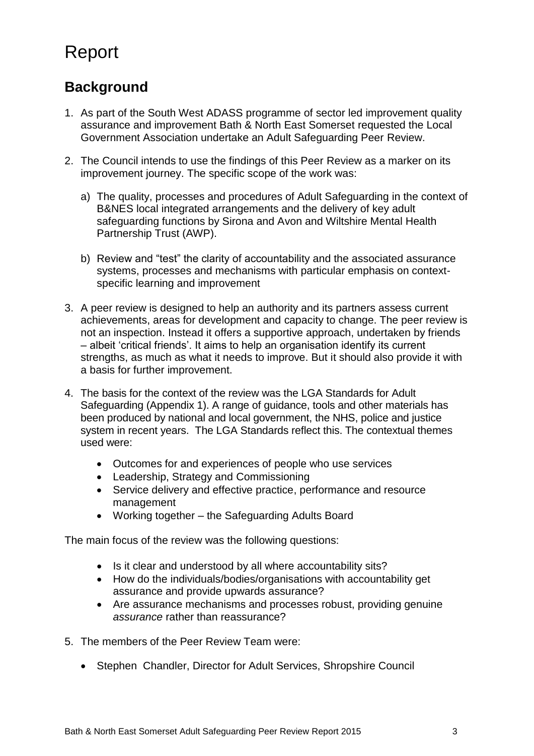# Report

## Background

1. As part of the South West ADASS programme of sector led improvement quality assurance and improvement Bath & North East Somerset requested the Local Government Association undertake an Adult Safeguarding Peer Review.

2. The Council intends to use the findings of this Peer Review as a marker on its improvement journey. The specific scope of the work was:

   a) The quality, processes and procedures of Adult Safeguarding in the context of B&NES local integrated arrangements and the delivery of key adult safeguarding functions by Sirona and Avon and Wiltshire Mental Health Partnership Trust (AWP).

   b) Review and "test" the clarity of accountability and the associated assurance systems, processes and mechanisms with particular emphasis on context-specific learning and improvement

3. A peer review is designed to help an authority and its partners assess current achievements, areas for development and capacity to change. The peer review is not an inspection. Instead it offers a supportive approach, undertaken by friends – albeit 'critical friends'. It aims to help an organisation identify its current strengths, as much as what it needs to improve. But it should also provide it with a basis for further improvement.

4. The basis for the context of the review was the LGA Standards for Adult Safeguarding (Appendix 1). A range of guidance, tools and other materials has been produced by national and local government, the NHS, police and justice system in recent years. The LGA Standards reflect this. The contextual themes used were:

   - Outcomes for and experiences of people who use services
   - Leadership, Strategy and Commissioning
   - Service delivery and effective practice, performance and resource management
   - Working together – the Safeguarding Adults Board

The main focus of the review was the following questions:

- Is it clear and understood by all where accountability sits?
- How do the individuals/bodies/organisations with accountability get assurance and provide upwards assurance?
- Are assurance mechanisms and processes robust, providing genuine *assurance* rather than reassurance?

5. The members of the Peer Review Team were:

   - Stephen Chandler, Director for Adult Services, Shropshire Council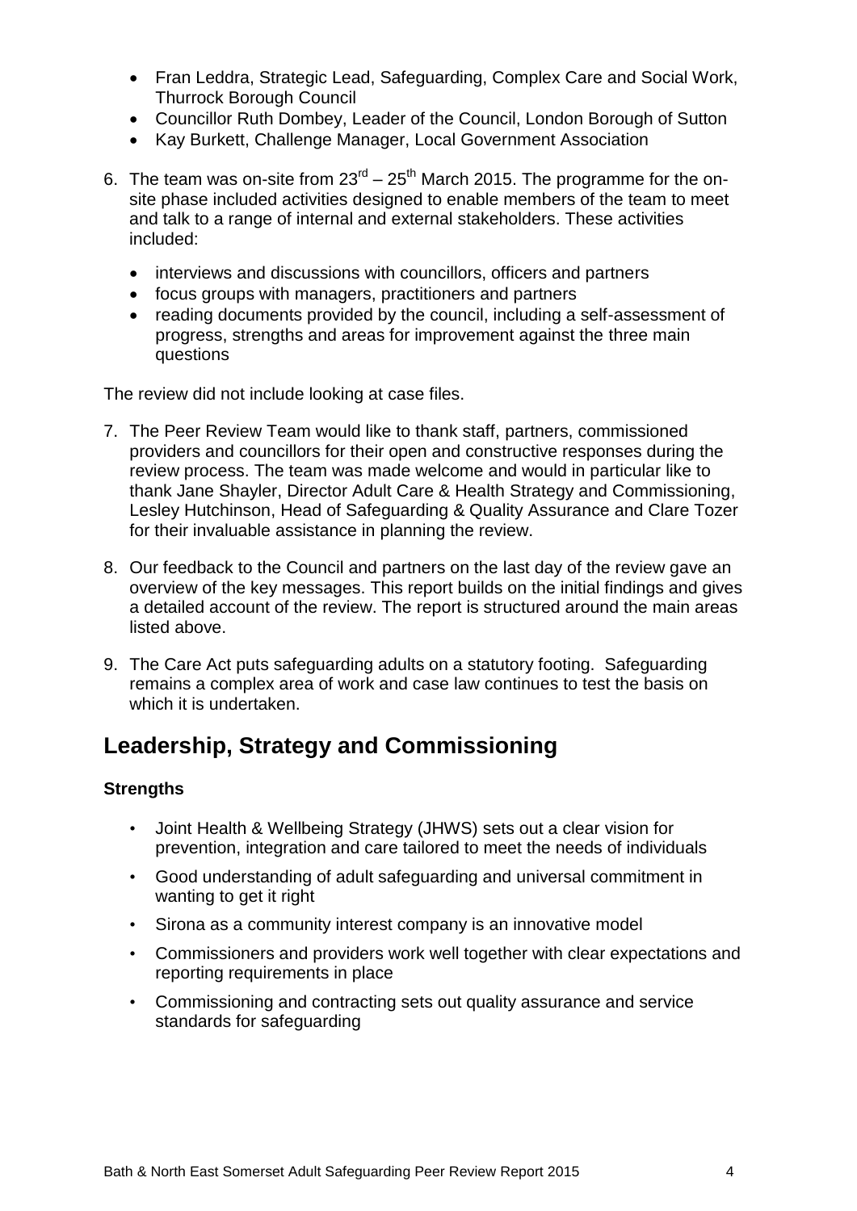- Fran Leddra, Strategic Lead, Safeguarding, Complex Care and Social Work, Thurrock Borough Council
- Councillor Ruth Dombey, Leader of the Council, London Borough of Sutton
- Kay Burkett, Challenge Manager, Local Government Association

6. The team was on-site from 23rd – 25th March 2015. The programme for the on-site phase included activities designed to enable members of the team to meet and talk to a range of internal and external stakeholders. These activities included:

   - interviews and discussions with councillors, officers and partners
   - focus groups with managers, practitioners and partners
   - reading documents provided by the council, including a self-assessment of progress, strengths and areas for improvement against the three main questions

The review did not include looking at case files.

7. The Peer Review Team would like to thank staff, partners, commissioned providers and councillors for their open and constructive responses during the review process. The team was made welcome and would in particular like to thank Jane Shayler, Director Adult Care & Health Strategy and Commissioning, Lesley Hutchinson, Head of Safeguarding & Quality Assurance and Clare Tozer for their invaluable assistance in planning the review.

8. Our feedback to the Council and partners on the last day of the review gave an overview of the key messages. This report builds on the initial findings and gives a detailed account of the review. The report is structured around the main areas listed above.

9. The Care Act puts safeguarding adults on a statutory footing. Safeguarding remains a complex area of work and case law continues to test the basis on which it is undertaken.

## Leadership, Strategy and Commissioning

**Strengths**

- Joint Health & Wellbeing Strategy (JHWS) sets out a clear vision for prevention, integration and care tailored to meet the needs of individuals
- Good understanding of adult safeguarding and universal commitment in wanting to get it right
- Sirona as a community interest company is an innovative model
- Commissioners and providers work well together with clear expectations and reporting requirements in place
- Commissioning and contracting sets out quality assurance and service standards for safeguarding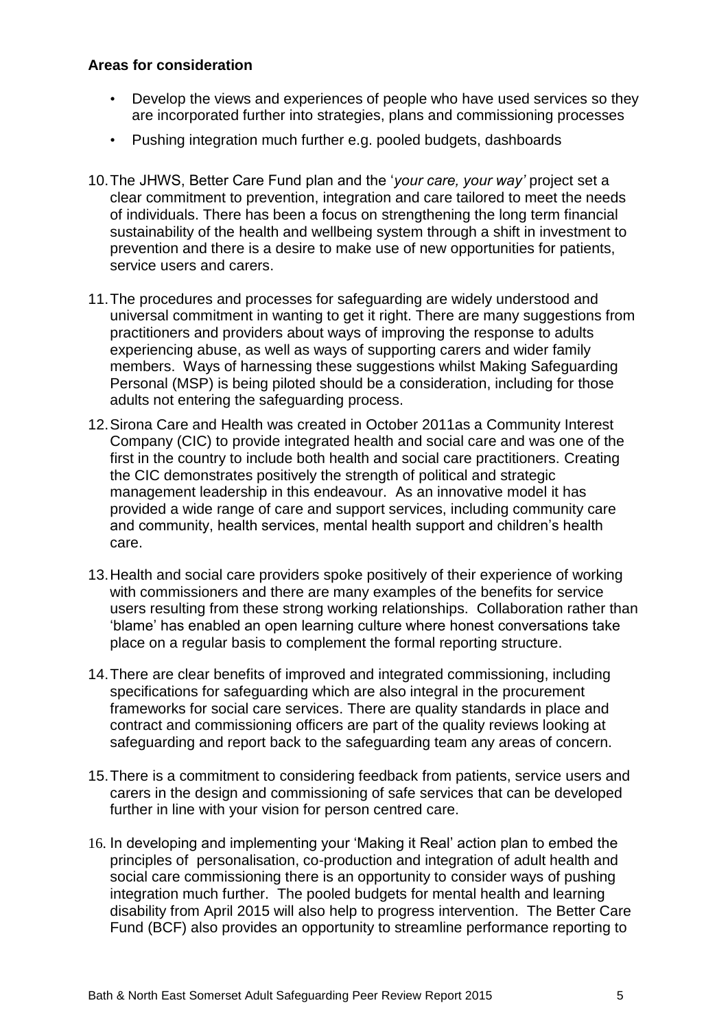**Areas for consideration**

- Develop the views and experiences of people who have used services so they are incorporated further into strategies, plans and commissioning processes
- Pushing integration much further e.g. pooled budgets, dashboards

10. The JHWS, Better Care Fund plan and the '*your care, your way'* project set a clear commitment to prevention, integration and care tailored to meet the needs of individuals. There has been a focus on strengthening the long term financial sustainability of the health and wellbeing system through a shift in investment to prevention and there is a desire to make use of new opportunities for patients, service users and carers.

11. The procedures and processes for safeguarding are widely understood and universal commitment in wanting to get it right. There are many suggestions from practitioners and providers about ways of improving the response to adults experiencing abuse, as well as ways of supporting carers and wider family members. Ways of harnessing these suggestions whilst Making Safeguarding Personal (MSP) is being piloted should be a consideration, including for those adults not entering the safeguarding process.

12. Sirona Care and Health was created in October 2011as a Community Interest Company (CIC) to provide integrated health and social care and was one of the first in the country to include both health and social care practitioners. Creating the CIC demonstrates positively the strength of political and strategic management leadership in this endeavour. As an innovative model it has provided a wide range of care and support services, including community care and community, health services, mental health support and children's health care.

13. Health and social care providers spoke positively of their experience of working with commissioners and there are many examples of the benefits for service users resulting from these strong working relationships. Collaboration rather than 'blame' has enabled an open learning culture where honest conversations take place on a regular basis to complement the formal reporting structure.

14. There are clear benefits of improved and integrated commissioning, including specifications for safeguarding which are also integral in the procurement frameworks for social care services. There are quality standards in place and contract and commissioning officers are part of the quality reviews looking at safeguarding and report back to the safeguarding team any areas of concern.

15. There is a commitment to considering feedback from patients, service users and carers in the design and commissioning of safe services that can be developed further in line with your vision for person centred care.

16. In developing and implementing your 'Making it Real' action plan to embed the principles of personalisation, co-production and integration of adult health and social care commissioning there is an opportunity to consider ways of pushing integration much further. The pooled budgets for mental health and learning disability from April 2015 will also help to progress intervention. The Better Care Fund (BCF) also provides an opportunity to streamline performance reporting to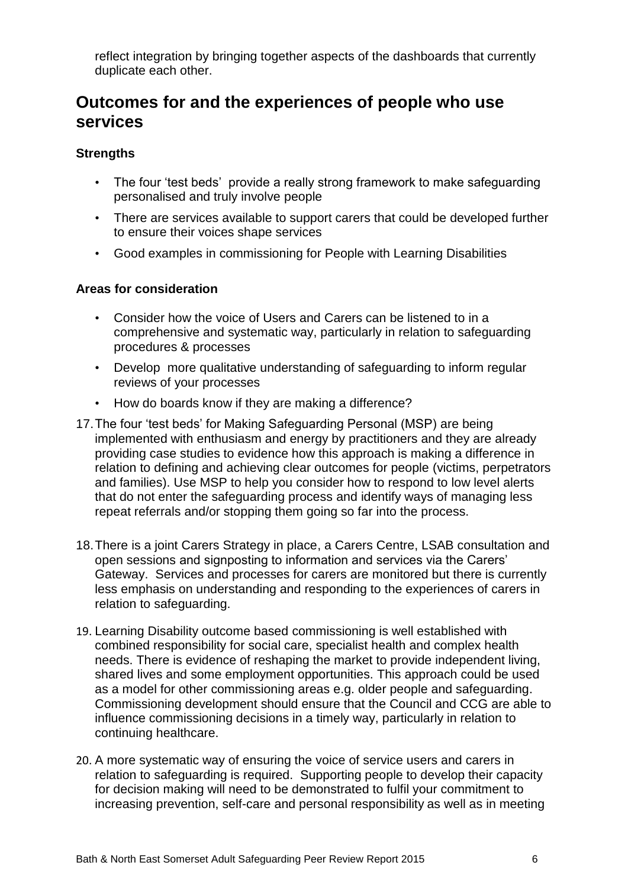reflect integration by bringing together aspects of the dashboards that currently duplicate each other.

## Outcomes for and the experiences of people who use services

**Strengths**

- The four 'test beds' provide a really strong framework to make safeguarding personalised and truly involve people
- There are services available to support carers that could be developed further to ensure their voices shape services
- Good examples in commissioning for People with Learning Disabilities

**Areas for consideration**

- Consider how the voice of Users and Carers can be listened to in a comprehensive and systematic way, particularly in relation to safeguarding procedures & processes
- Develop more qualitative understanding of safeguarding to inform regular reviews of your processes
- How do boards know if they are making a difference?

17. The four 'test beds' for Making Safeguarding Personal (MSP) are being implemented with enthusiasm and energy by practitioners and they are already providing case studies to evidence how this approach is making a difference in relation to defining and achieving clear outcomes for people (victims, perpetrators and families). Use MSP to help you consider how to respond to low level alerts that do not enter the safeguarding process and identify ways of managing less repeat referrals and/or stopping them going so far into the process.

18. There is a joint Carers Strategy in place, a Carers Centre, LSAB consultation and open sessions and signposting to information and services via the Carers' Gateway. Services and processes for carers are monitored but there is currently less emphasis on understanding and responding to the experiences of carers in relation to safeguarding.

19. Learning Disability outcome based commissioning is well established with combined responsibility for social care, specialist health and complex health needs. There is evidence of reshaping the market to provide independent living, shared lives and some employment opportunities. This approach could be used as a model for other commissioning areas e.g. older people and safeguarding. Commissioning development should ensure that the Council and CCG are able to influence commissioning decisions in a timely way, particularly in relation to continuing healthcare.

20. A more systematic way of ensuring the voice of service users and carers in relation to safeguarding is required. Supporting people to develop their capacity for decision making will need to be demonstrated to fulfil your commitment to increasing prevention, self-care and personal responsibility as well as in meeting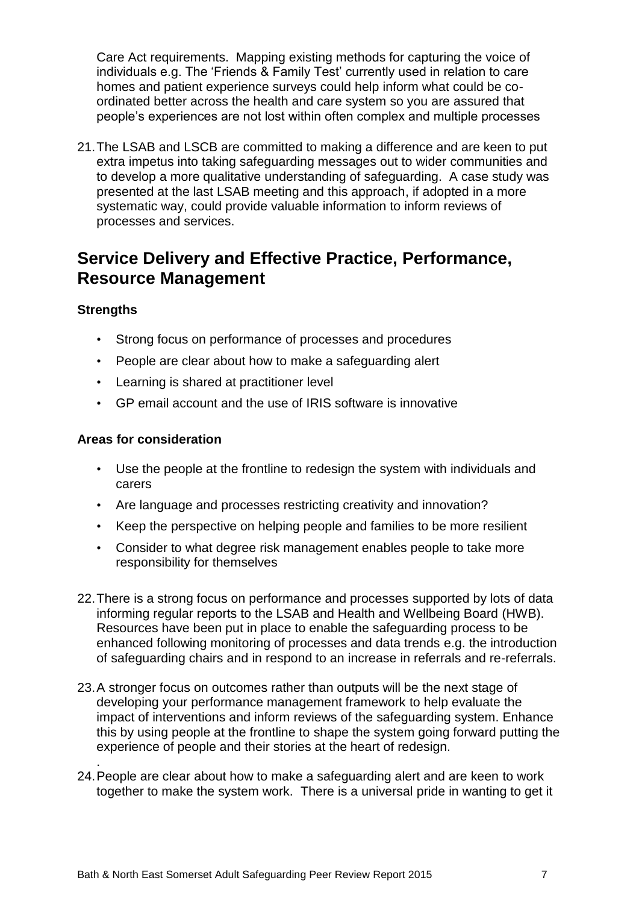Care Act requirements. Mapping existing methods for capturing the voice of individuals e.g. The 'Friends & Family Test' currently used in relation to care homes and patient experience surveys could help inform what could be co-ordinated better across the health and care system so you are assured that people's experiences are not lost within often complex and multiple processes

21. The LSAB and LSCB are committed to making a difference and are keen to put extra impetus into taking safeguarding messages out to wider communities and to develop a more qualitative understanding of safeguarding. A case study was presented at the last LSAB meeting and this approach, if adopted in a more systematic way, could provide valuable information to inform reviews of processes and services.

## Service Delivery and Effective Practice, Performance, Resource Management

**Strengths**

- Strong focus on performance of processes and procedures
- People are clear about how to make a safeguarding alert
- Learning is shared at practitioner level
- GP email account and the use of IRIS software is innovative

**Areas for consideration**

- Use the people at the frontline to redesign the system with individuals and carers
- Are language and processes restricting creativity and innovation?
- Keep the perspective on helping people and families to be more resilient
- Consider to what degree risk management enables people to take more responsibility for themselves

22. There is a strong focus on performance and processes supported by lots of data informing regular reports to the LSAB and Health and Wellbeing Board (HWB). Resources have been put in place to enable the safeguarding process to be enhanced following monitoring of processes and data trends e.g. the introduction of safeguarding chairs and in respond to an increase in referrals and re-referrals.

23. A stronger focus on outcomes rather than outputs will be the next stage of developing your performance management framework to help evaluate the impact of interventions and inform reviews of the safeguarding system. Enhance this by using people at the frontline to shape the system going forward putting the experience of people and their stories at the heart of redesign.

24. People are clear about how to make a safeguarding alert and are keen to work together to make the system work. There is a universal pride in wanting to get it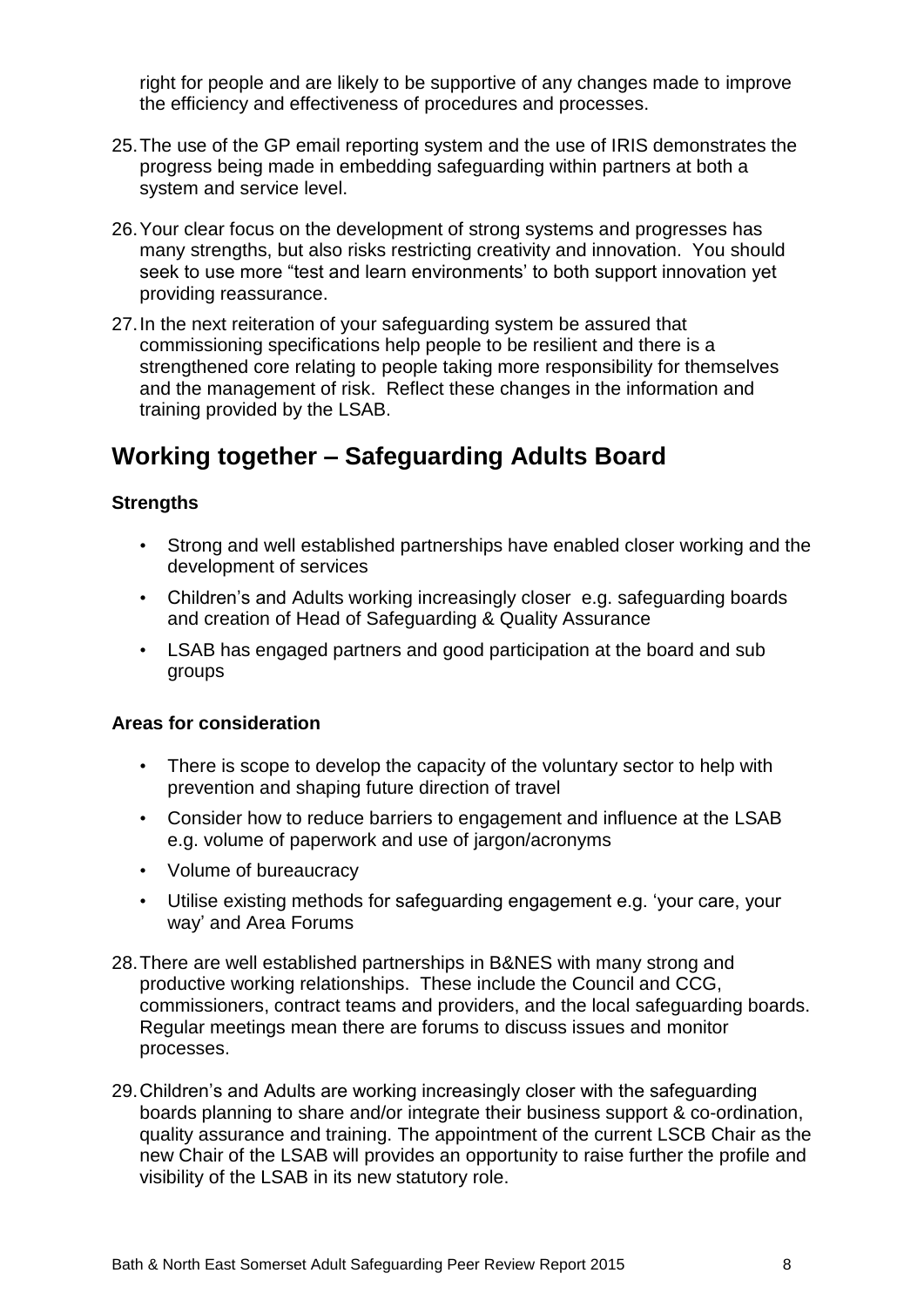right for people and are likely to be supportive of any changes made to improve the efficiency and effectiveness of procedures and processes.

25. The use of the GP email reporting system and the use of IRIS demonstrates the progress being made in embedding safeguarding within partners at both a system and service level.

26. Your clear focus on the development of strong systems and progresses has many strengths, but also risks restricting creativity and innovation. You should seek to use more "test and learn environments' to both support innovation yet providing reassurance.

27. In the next reiteration of your safeguarding system be assured that commissioning specifications help people to be resilient and there is a strengthened core relating to people taking more responsibility for themselves and the management of risk. Reflect these changes in the information and training provided by the LSAB.

## Working together – Safeguarding Adults Board

**Strengths**

- Strong and well established partnerships have enabled closer working and the development of services
- Children's and Adults working increasingly closer e.g. safeguarding boards and creation of Head of Safeguarding & Quality Assurance
- LSAB has engaged partners and good participation at the board and sub groups

**Areas for consideration**

- There is scope to develop the capacity of the voluntary sector to help with prevention and shaping future direction of travel
- Consider how to reduce barriers to engagement and influence at the LSAB e.g. volume of paperwork and use of jargon/acronyms
- Volume of bureaucracy
- Utilise existing methods for safeguarding engagement e.g. 'your care, your way' and Area Forums

28. There are well established partnerships in B&NES with many strong and productive working relationships. These include the Council and CCG, commissioners, contract teams and providers, and the local safeguarding boards. Regular meetings mean there are forums to discuss issues and monitor processes.

29. Children's and Adults are working increasingly closer with the safeguarding boards planning to share and/or integrate their business support & co-ordination, quality assurance and training. The appointment of the current LSCB Chair as the new Chair of the LSAB will provides an opportunity to raise further the profile and visibility of the LSAB in its new statutory role.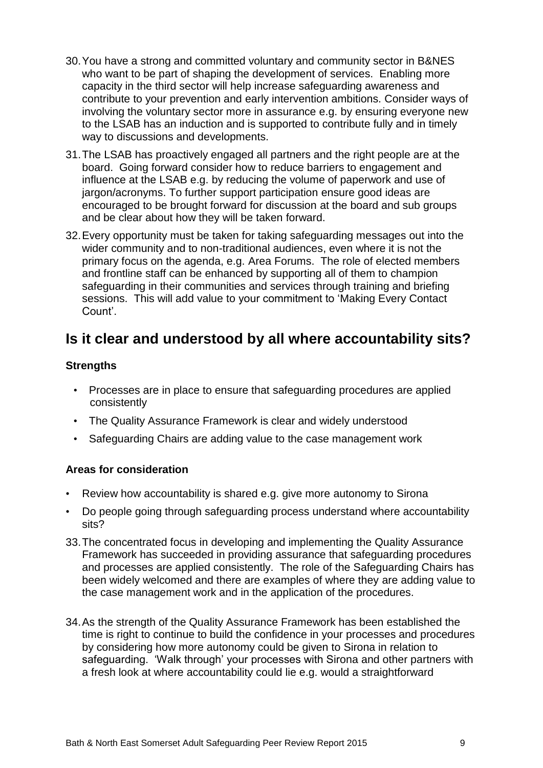30. You have a strong and committed voluntary and community sector in B&NES who want to be part of shaping the development of services. Enabling more capacity in the third sector will help increase safeguarding awareness and contribute to your prevention and early intervention ambitions. Consider ways of involving the voluntary sector more in assurance e.g. by ensuring everyone new to the LSAB has an induction and is supported to contribute fully and in timely way to discussions and developments.

31. The LSAB has proactively engaged all partners and the right people are at the board. Going forward consider how to reduce barriers to engagement and influence at the LSAB e.g. by reducing the volume of paperwork and use of jargon/acronyms. To further support participation ensure good ideas are encouraged to be brought forward for discussion at the board and sub groups and be clear about how they will be taken forward.

32. Every opportunity must be taken for taking safeguarding messages out into the wider community and to non-traditional audiences, even where it is not the primary focus on the agenda, e.g. Area Forums. The role of elected members and frontline staff can be enhanced by supporting all of them to champion safeguarding in their communities and services through training and briefing sessions. This will add value to your commitment to 'Making Every Contact Count'.

## Is it clear and understood by all where accountability sits?

### Strengths

- Processes are in place to ensure that safeguarding procedures are applied consistently
- The Quality Assurance Framework is clear and widely understood
- Safeguarding Chairs are adding value to the case management work

### Areas for consideration

- Review how accountability is shared e.g. give more autonomy to Sirona
- Do people going through safeguarding process understand where accountability sits?

33. The concentrated focus in developing and implementing the Quality Assurance Framework has succeeded in providing assurance that safeguarding procedures and processes are applied consistently. The role of the Safeguarding Chairs has been widely welcomed and there are examples of where they are adding value to the case management work and in the application of the procedures.

34. As the strength of the Quality Assurance Framework has been established the time is right to continue to build the confidence in your processes and procedures by considering how more autonomy could be given to Sirona in relation to safeguarding. 'Walk through' your processes with Sirona and other partners with a fresh look at where accountability could lie e.g. would a straightforward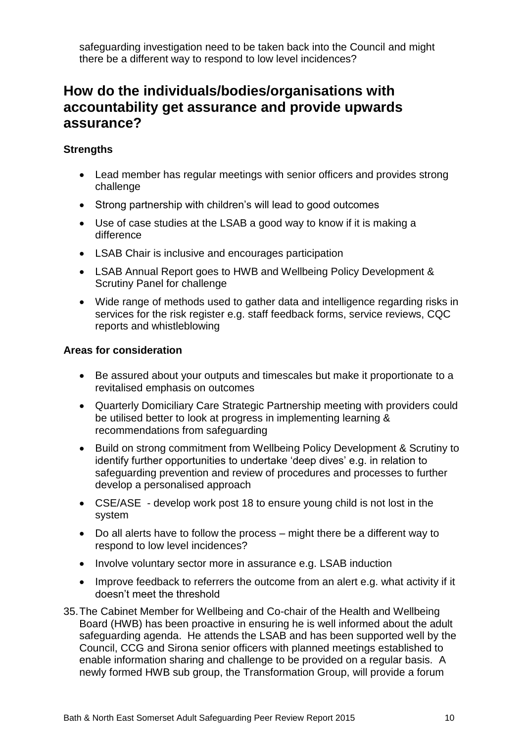safeguarding investigation need to be taken back into the Council and might there be a different way to respond to low level incidences?

## How do the individuals/bodies/organisations with accountability get assurance and provide upwards assurance?

**Strengths**

- Lead member has regular meetings with senior officers and provides strong challenge
- Strong partnership with children's will lead to good outcomes
- Use of case studies at the LSAB a good way to know if it is making a difference
- LSAB Chair is inclusive and encourages participation
- LSAB Annual Report goes to HWB and Wellbeing Policy Development & Scrutiny Panel for challenge
- Wide range of methods used to gather data and intelligence regarding risks in services for the risk register e.g. staff feedback forms, service reviews, CQC reports and whistleblowing

**Areas for consideration**

- Be assured about your outputs and timescales but make it proportionate to a revitalised emphasis on outcomes
- Quarterly Domiciliary Care Strategic Partnership meeting with providers could be utilised better to look at progress in implementing learning & recommendations from safeguarding
- Build on strong commitment from Wellbeing Policy Development & Scrutiny to identify further opportunities to undertake 'deep dives' e.g. in relation to safeguarding prevention and review of procedures and processes to further develop a personalised approach
- CSE/ASE - develop work post 18 to ensure young child is not lost in the system
- Do all alerts have to follow the process – might there be a different way to respond to low level incidences?
- Involve voluntary sector more in assurance e.g. LSAB induction
- Improve feedback to referrers the outcome from an alert e.g. what activity if it doesn't meet the threshold

35. The Cabinet Member for Wellbeing and Co-chair of the Health and Wellbeing Board (HWB) has been proactive in ensuring he is well informed about the adult safeguarding agenda. He attends the LSAB and has been supported well by the Council, CCG and Sirona senior officers with planned meetings established to enable information sharing and challenge to be provided on a regular basis. A newly formed HWB sub group, the Transformation Group, will provide a forum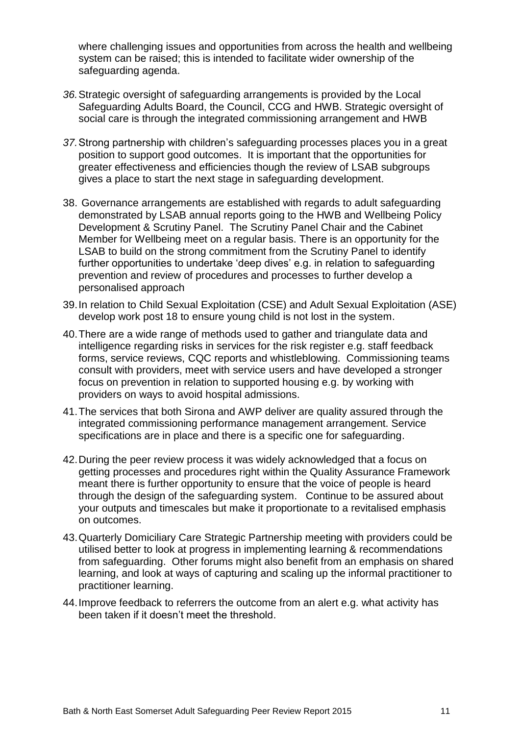where challenging issues and opportunities from across the health and wellbeing system can be raised; this is intended to facilitate wider ownership of the safeguarding agenda.

36. Strategic oversight of safeguarding arrangements is provided by the Local Safeguarding Adults Board, the Council, CCG and HWB. Strategic oversight of social care is through the integrated commissioning arrangement and HWB

37. Strong partnership with children's safeguarding processes places you in a great position to support good outcomes. It is important that the opportunities for greater effectiveness and efficiencies though the review of LSAB subgroups gives a place to start the next stage in safeguarding development.

38. Governance arrangements are established with regards to adult safeguarding demonstrated by LSAB annual reports going to the HWB and Wellbeing Policy Development & Scrutiny Panel. The Scrutiny Panel Chair and the Cabinet Member for Wellbeing meet on a regular basis. There is an opportunity for the LSAB to build on the strong commitment from the Scrutiny Panel to identify further opportunities to undertake 'deep dives' e.g. in relation to safeguarding prevention and review of procedures and processes to further develop a personalised approach

39. In relation to Child Sexual Exploitation (CSE) and Adult Sexual Exploitation (ASE) develop work post 18 to ensure young child is not lost in the system.

40. There are a wide range of methods used to gather and triangulate data and intelligence regarding risks in services for the risk register e.g. staff feedback forms, service reviews, CQC reports and whistleblowing. Commissioning teams consult with providers, meet with service users and have developed a stronger focus on prevention in relation to supported housing e.g. by working with providers on ways to avoid hospital admissions.

41. The services that both Sirona and AWP deliver are quality assured through the integrated commissioning performance management arrangement. Service specifications are in place and there is a specific one for safeguarding.

42. During the peer review process it was widely acknowledged that a focus on getting processes and procedures right within the Quality Assurance Framework meant there is further opportunity to ensure that the voice of people is heard through the design of the safeguarding system. Continue to be assured about your outputs and timescales but make it proportionate to a revitalised emphasis on outcomes.

43. Quarterly Domiciliary Care Strategic Partnership meeting with providers could be utilised better to look at progress in implementing learning & recommendations from safeguarding. Other forums might also benefit from an emphasis on shared learning, and look at ways of capturing and scaling up the informal practitioner to practitioner learning.

44. Improve feedback to referrers the outcome from an alert e.g. what activity has been taken if it doesn't meet the threshold.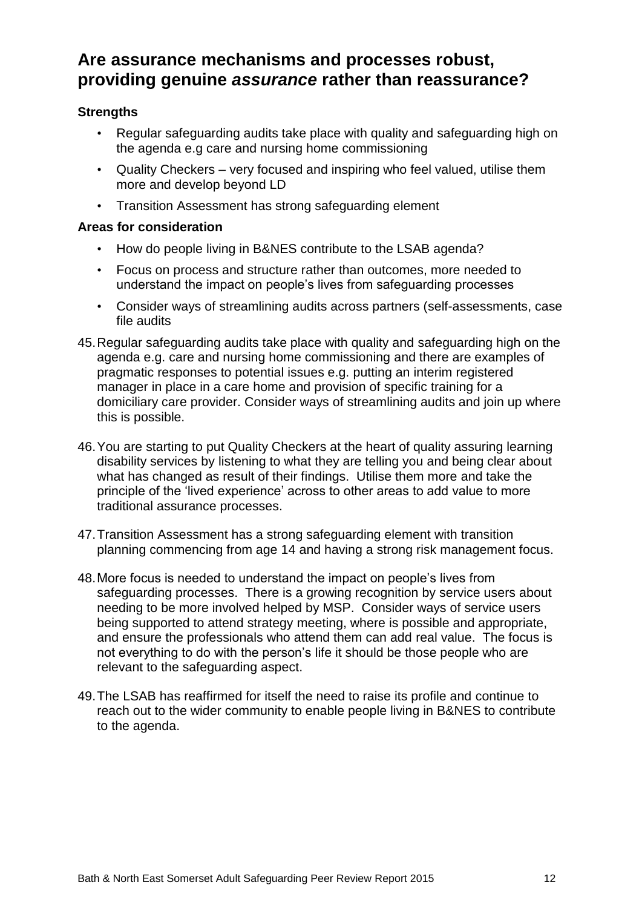## Are assurance mechanisms and processes robust, providing genuine *assurance* rather than reassurance?

**Strengths**

- Regular safeguarding audits take place with quality and safeguarding high on the agenda e.g care and nursing home commissioning
- Quality Checkers – very focused and inspiring who feel valued, utilise them more and develop beyond LD
- Transition Assessment has strong safeguarding element

**Areas for consideration**

- How do people living in B&NES contribute to the LSAB agenda?
- Focus on process and structure rather than outcomes, more needed to understand the impact on people's lives from safeguarding processes
- Consider ways of streamlining audits across partners (self-assessments, case file audits

45. Regular safeguarding audits take place with quality and safeguarding high on the agenda e.g. care and nursing home commissioning and there are examples of pragmatic responses to potential issues e.g. putting an interim registered manager in place in a care home and provision of specific training for a domiciliary care provider. Consider ways of streamlining audits and join up where this is possible.

46. You are starting to put Quality Checkers at the heart of quality assuring learning disability services by listening to what they are telling you and being clear about what has changed as result of their findings. Utilise them more and take the principle of the 'lived experience' across to other areas to add value to more traditional assurance processes.

47. Transition Assessment has a strong safeguarding element with transition planning commencing from age 14 and having a strong risk management focus.

48. More focus is needed to understand the impact on people's lives from safeguarding processes. There is a growing recognition by service users about needing to be more involved helped by MSP. Consider ways of service users being supported to attend strategy meeting, where is possible and appropriate, and ensure the professionals who attend them can add real value. The focus is not everything to do with the person's life it should be those people who are relevant to the safeguarding aspect.

49. The LSAB has reaffirmed for itself the need to raise its profile and continue to reach out to the wider community to enable people living in B&NES to contribute to the agenda.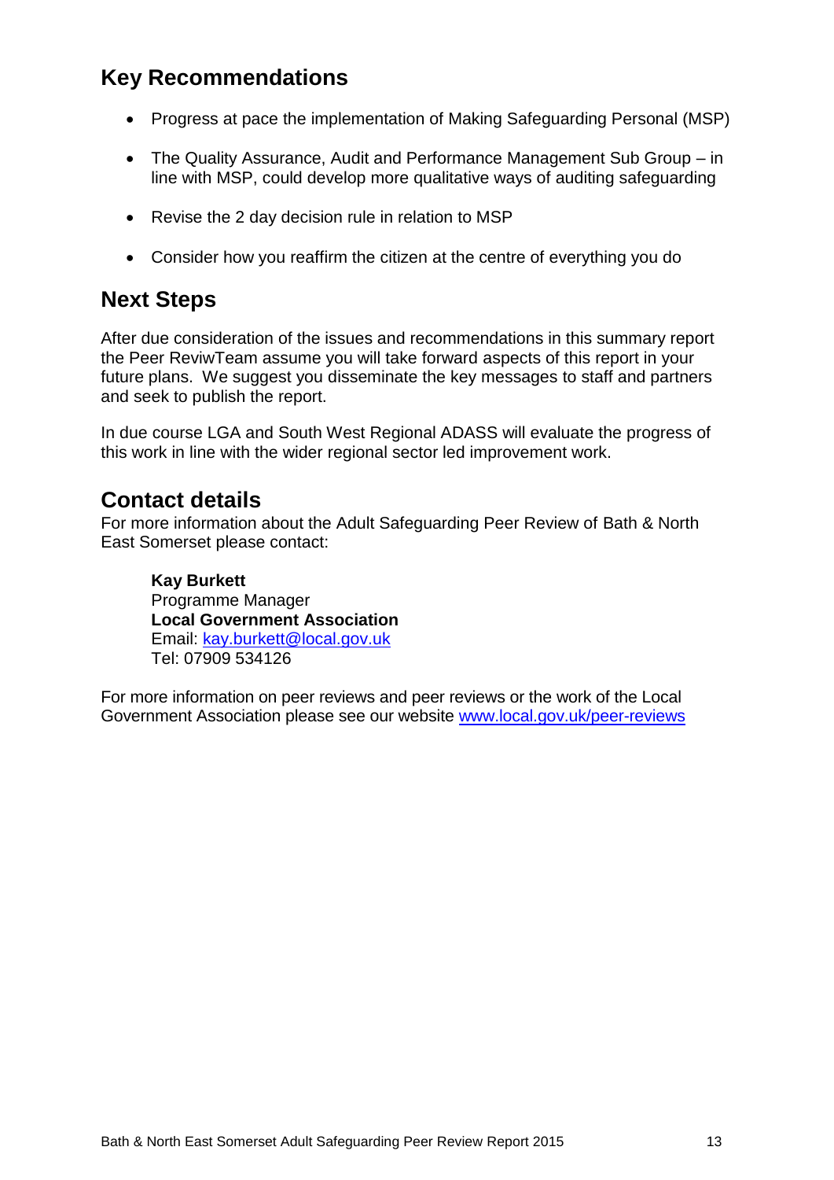## Key Recommendations

- Progress at pace the implementation of Making Safeguarding Personal (MSP)
- The Quality Assurance, Audit and Performance Management Sub Group – in line with MSP, could develop more qualitative ways of auditing safeguarding
- Revise the 2 day decision rule in relation to MSP
- Consider how you reaffirm the citizen at the centre of everything you do

## Next Steps

After due consideration of the issues and recommendations in this summary report the Peer ReviwTeam assume you will take forward aspects of this report in your future plans. We suggest you disseminate the key messages to staff and partners and seek to publish the report.

In due course LGA and South West Regional ADASS will evaluate the progress of this work in line with the wider regional sector led improvement work.

## Contact details

For more information about the Adult Safeguarding Peer Review of Bath & North East Somerset please contact:

**Kay Burkett**
Programme Manager
**Local Government Association**
Email: kay.burkett@local.gov.uk
Tel: 07909 534126

For more information on peer reviews and peer reviews or the work of the Local Government Association please see our website www.local.gov.uk/peer-reviews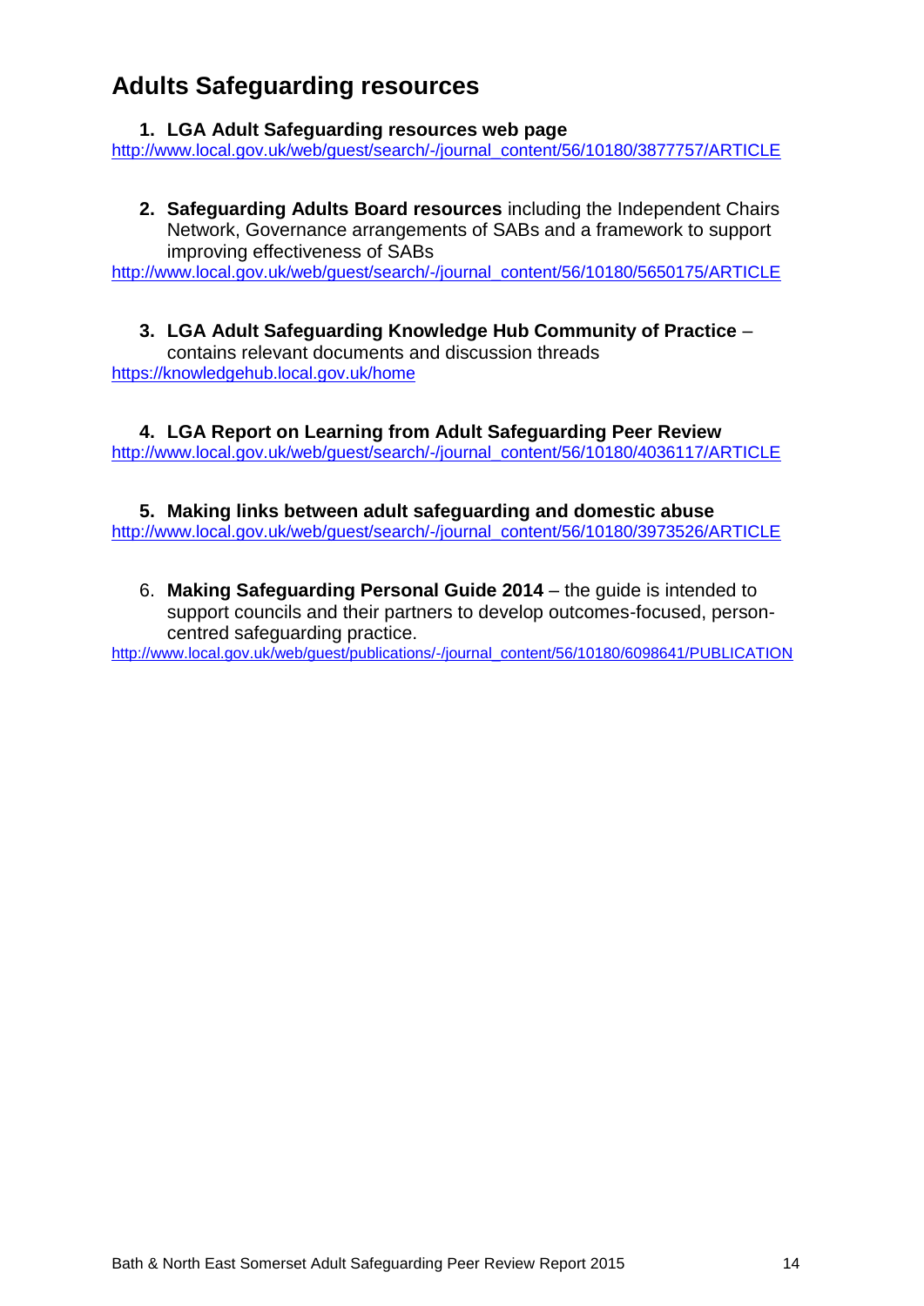## Adults Safeguarding resources

1. **LGA Adult Safeguarding resources web page**

http://www.local.gov.uk/web/guest/search/-/journal_content/56/10180/3877757/ARTICLE

2. **Safeguarding Adults Board resources** including the Independent Chairs Network, Governance arrangements of SABs and a framework to support improving effectiveness of SABs

http://www.local.gov.uk/web/guest/search/-/journal_content/56/10180/5650175/ARTICLE

3. **LGA Adult Safeguarding Knowledge Hub Community of Practice** – contains relevant documents and discussion threads

https://knowledgehub.local.gov.uk/home

4. **LGA Report on Learning from Adult Safeguarding Peer Review**

http://www.local.gov.uk/web/guest/search/-/journal_content/56/10180/4036117/ARTICLE

5. **Making links between adult safeguarding and domestic abuse**

http://www.local.gov.uk/web/guest/search/-/journal_content/56/10180/3973526/ARTICLE

6. **Making Safeguarding Personal Guide 2014** – the guide is intended to support councils and their partners to develop outcomes-focused, person-centred safeguarding practice.

http://www.local.gov.uk/web/guest/publications/-/journal_content/56/10180/6098641/PUBLICATION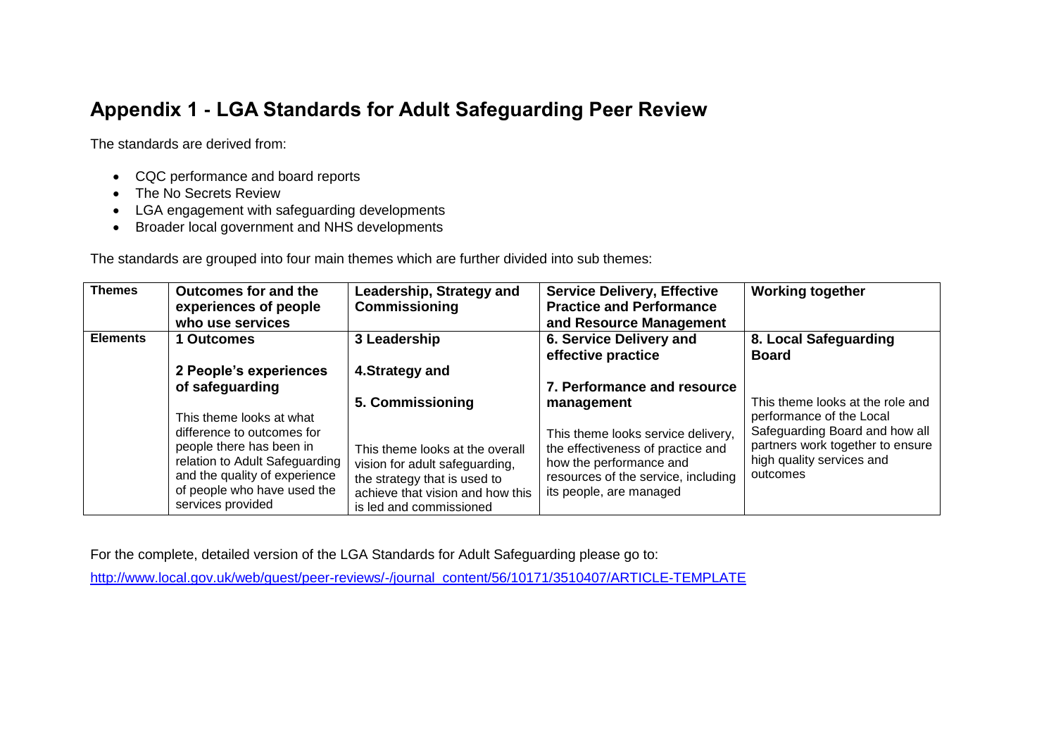## Appendix 1 - LGA Standards for Adult Safeguarding Peer Review

The standards are derived from:

- CQC performance and board reports
- The No Secrets Review
- LGA engagement with safeguarding developments
- Broader local government and NHS developments

The standards are grouped into four main themes which are further divided into sub themes:

| **Themes** | **Outcomes for and the experiences of people who use services** | **Leadership, Strategy and Commissioning** | **Service Delivery, Effective Practice and Performance and Resource Management** | **Working together** |
|---|---|---|---|---|
| **Elements** | **1 Outcomes**<br><br>**2 People's experiences of safeguarding**<br><br>This theme looks at what difference to outcomes for people there has been in relation to Adult Safeguarding and the quality of experience of people who have used the services provided | **3 Leadership**<br><br>**4.Strategy and**<br><br>**5. Commissioning**<br><br>This theme looks at the overall vision for adult safeguarding, the strategy that is used to achieve that vision and how this is led and commissioned | **6. Service Delivery and effective practice**<br><br>**7. Performance and resource management**<br><br>This theme looks service delivery, the effectiveness of practice and how the performance and resources of the service, including its people, are managed | **8. Local Safeguarding Board**<br><br>This theme looks at the role and performance of the Local Safeguarding Board and how all partners work together to ensure high quality services and outcomes |

For the complete, detailed version of the LGA Standards for Adult Safeguarding please go to:

http://www.local.gov.uk/web/guest/peer-reviews/-/journal_content/56/10171/3510407/ARTICLE-TEMPLATE